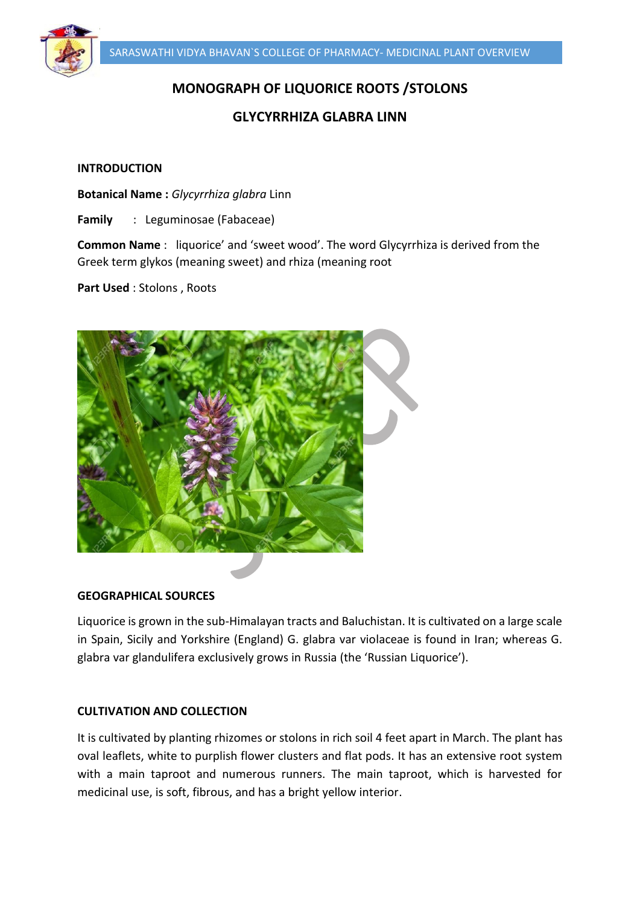# MONOGRAPH OF LIQUORICE ROOTS /STOLONS

## GLYCYRRHIZA GLABRA LINN

### INTRODUCTION

**Botanical Name :** *Glycyrrhiza glabra* Linn

**Family** : Leguminosae (Fabaceae)

**Common Name** : liquorice' and 'sweet wood'. The word Glycyrrhiza is derived from the Greek term glykos (meaning sweet) and rhiza (meaning root

**Part Used** : Stolons , Roots

### GEOGRAPHICAL SOURCES

Liquorice is grown in the sub-Himalayan tracts and Baluchistan. It is cultivated on a large scale in Spain, Sicily and Yorkshire (England) G. glabra var violaceae is found in Iran; whereas G. glabra var glandulifera exclusively grows in Russia (the 'Russian Liquorice').

### CULTIVATION AND COLLECTION

It is cultivated by planting rhizomes or stolons in rich soil 4 feet apart in March. The plant has oval leaflets, white to purplish flower clusters and flat pods. It has an extensive root system with a main taproot and numerous runners. The main taproot, which is harvested for medicinal use, is soft, fibrous, and has a bright yellow interior.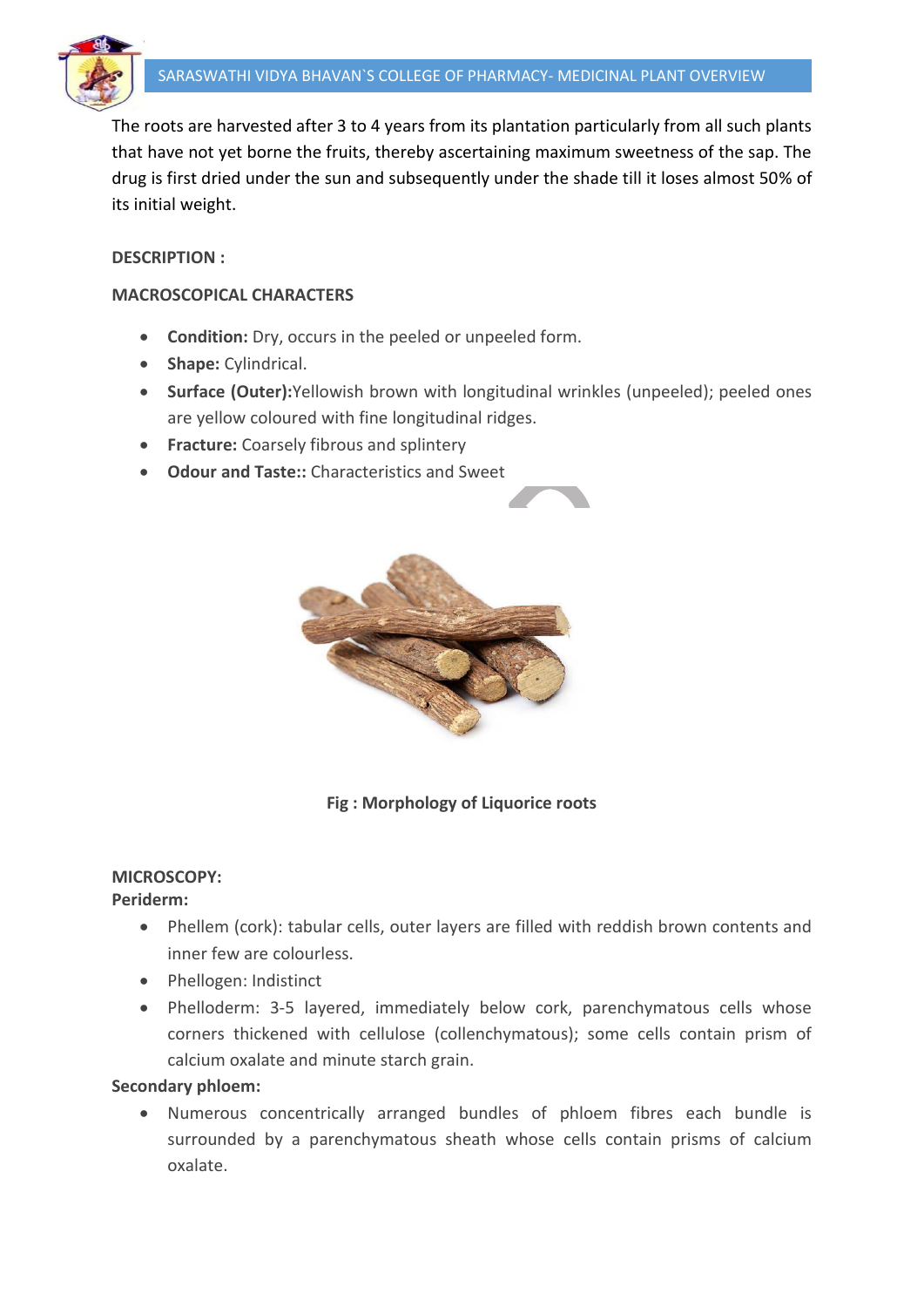The roots are harvested after 3 to 4 years from its plantation particularly from all such plants that have not yet borne the fruits, thereby ascertaining maximum sweetness of the sap. The drug is first dried under the sun and subsequently under the shade till it loses almost 50% of its initial weight.

**DESCRIPTION :**

**MACROSCOPICAL CHARACTERS**

- **Condition:** Dry, occurs in the peeled or unpeeled form.
- **Shape:** Cylindrical.
- **Surface (Outer):** Yellowish brown with longitudinal wrinkles (unpeeled); peeled ones are yellow coloured with fine longitudinal ridges.
- **Fracture:** Coarsely fibrous and splintery
- **Odour and Taste::** Characteristics and Sweet

**Fig : Morphology of Liquorice roots**

**MICROSCOPY:**

**Periderm:**

- Phellem (cork): tabular cells, outer layers are filled with reddish brown contents and inner few are colourless.
- Phellogen: Indistinct
- Phelloderm: 3-5 layered, immediately below cork, parenchymatous cells whose corners thickened with cellulose (collenchymatous); some cells contain prism of calcium oxalate and minute starch grain.

**Secondary phloem:**

- Numerous concentrically arranged bundles of phloem fibres each bundle is surrounded by a parenchymatous sheath whose cells contain prisms of calcium oxalate.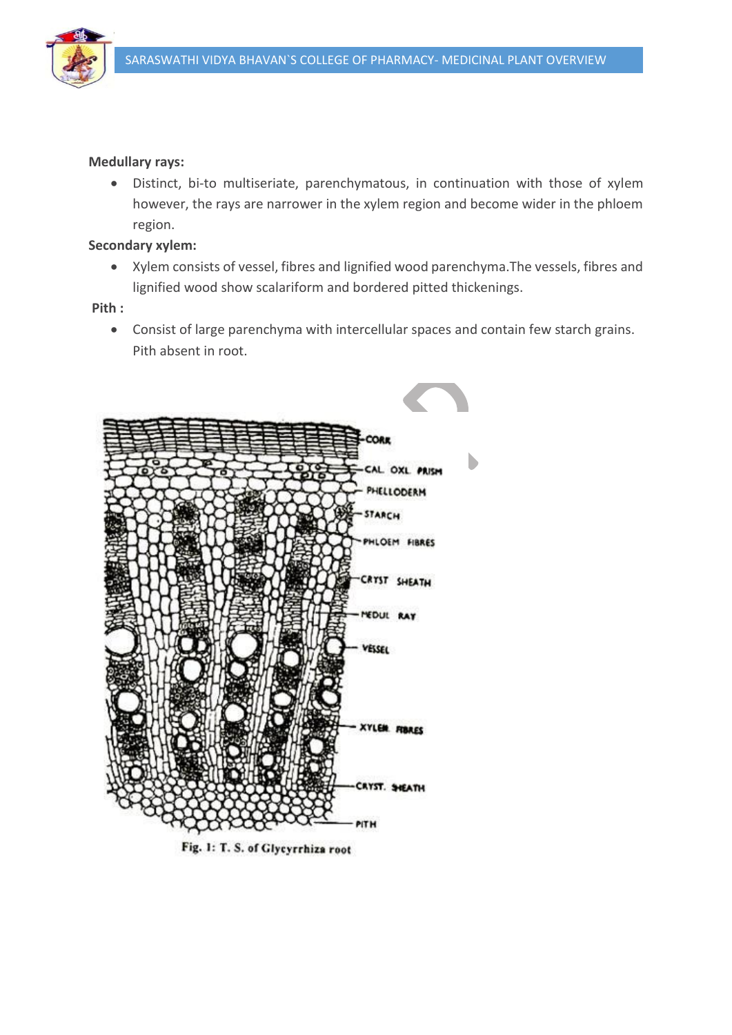**Medullary rays:**

- Distinct, bi-to multiseriate, parenchymatous, in continuation with those of xylem however, the rays are narrower in the xylem region and become wider in the phloem region.

**Secondary xylem:**

- Xylem consists of vessel, fibres and lignified wood parenchyma.The vessels, fibres and lignified wood show scalariform and bordered pitted thickenings.

**Pith :**

- Consist of large parenchyma with intercellular spaces and contain few starch grains. Pith absent in root.

CORK
CAL. OXL. PRISM
PHELLODERM
STARCH
PHLOEM FIBRES
CRYST SHEATH
MEDUL RAY
VESSEL
XYLEM FIBRES
CRYST. SHEATH
PITH

Fig. 1: T. S. of Glycyrrhiza root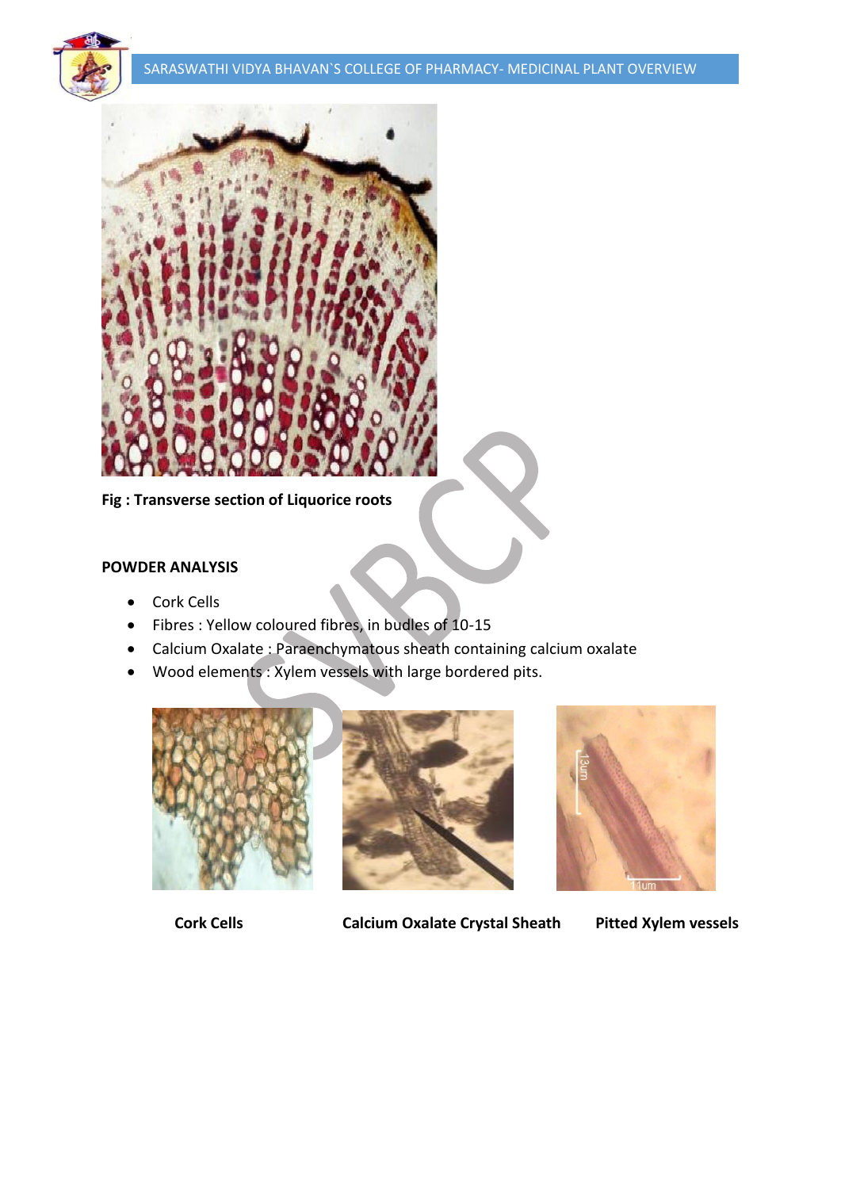**Fig : Transverse section of Liquorice roots**

**POWDER ANALYSIS**

- Cork Cells
- Fibres : Yellow coloured fibres, in budles of 10-15
- Calcium Oxalate : Paraenchymatous sheath containing calcium oxalate
- Wood elements : Xylem vessels with large bordered pits.

**Cork Cells** **Calcium Oxalate Crystal Sheath** **Pitted Xylem vessels**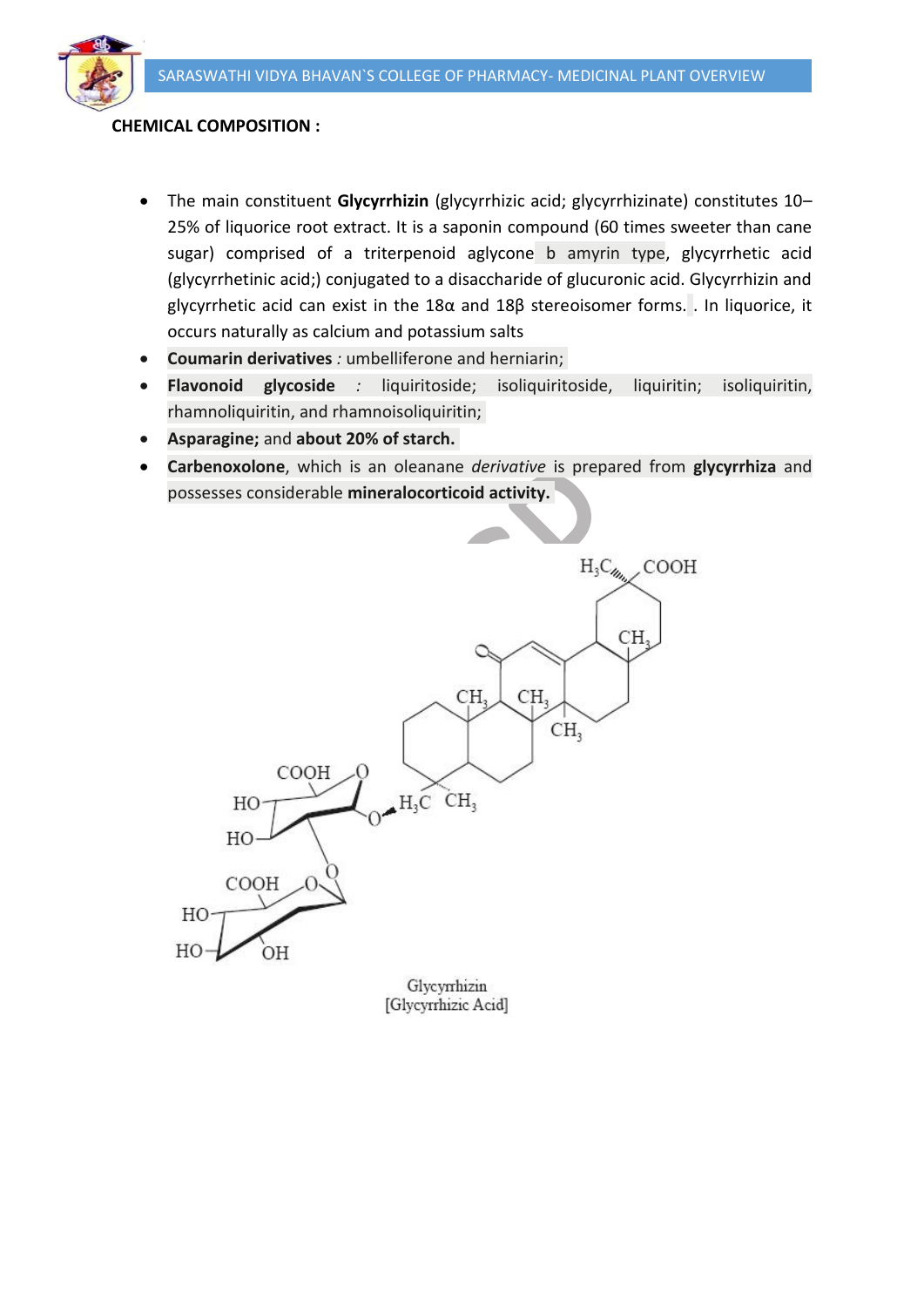**CHEMICAL COMPOSITION :**

- The main constituent **Glycyrrhizin** (glycyrrhizic acid; glycyrrhizinate) constitutes 10–25% of liquorice root extract. It is a saponin compound (60 times sweeter than cane sugar) comprised of a triterpenoid aglycone b amyrin type, glycyrrhetic acid (glycyrrhetinic acid;) conjugated to a disaccharide of glucuronic acid. Glycyrrhizin and glycyrrhetic acid can exist in the 18α and 18β stereoisomer forms. . In liquorice, it occurs naturally as calcium and potassium salts
- **Coumarin derivatives** *:* umbelliferone and herniarin;
- **Flavonoid glycoside** *:* liquiritoside; isoliquiritoside, liquiritin; isoliquiritin, rhamnoliquiritin, and rhamnoisoliquiritin;
- **Asparagine;** and **about 20% of starch.**
- **Carbenoxolone**, which is an oleanane *derivative* is prepared from **glycyrrhiza** and possesses considerable **mineralocorticoid activity.**

$H_3C$ COOH
$CH_3$
O
$CH_3$ $CH_3$
$CH_3$
COOH O
HO
O $H_3C$ $CH_3$
HO
O
COOH O
HO
HO
OH

Glycyrrhizin
[Glycyrrhizic Acid]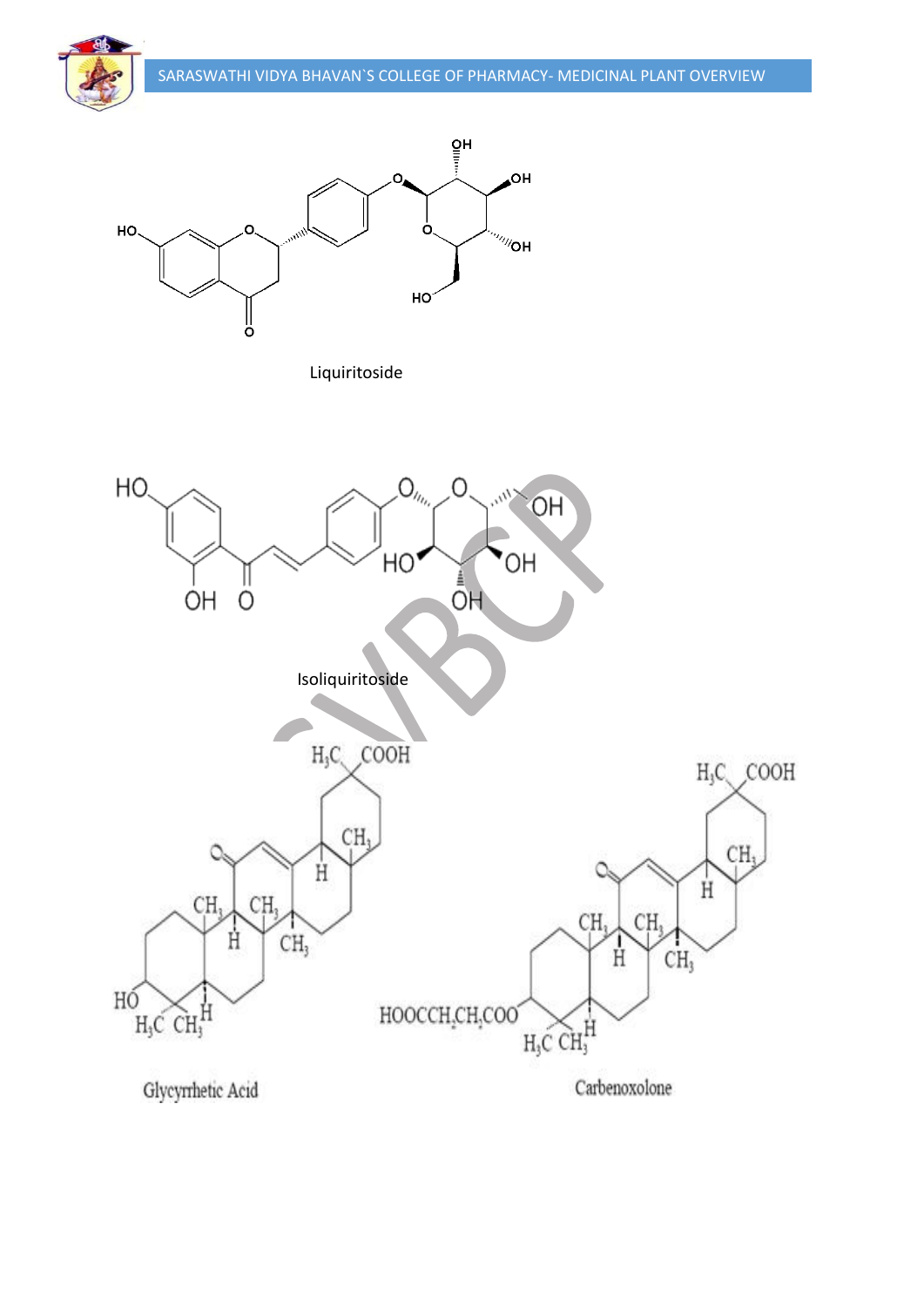Liquiritoside

Isoliquiritoside

Glycyrrhetic Acid

Carbenoxolone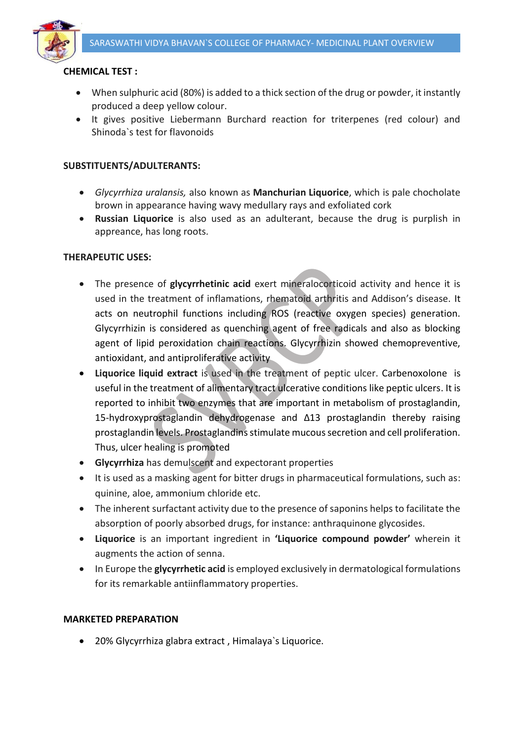**CHEMICAL TEST :**

- When sulphuric acid (80%) is added to a thick section of the drug or powder, it instantly produced a deep yellow colour.
- It gives positive Liebermann Burchard reaction for triterpenes (red colour) and Shinoda`s test for flavonoids

**SUBSTITUENTS/ADULTERANTS:**

- *Glycyrrhiza uralansis,* also known as **Manchurian Liquorice**, which is pale chocholate brown in appearance having wavy medullary rays and exfoliated cork
- **Russian Liquorice** is also used as an adulterant, because the drug is purplish in appreance, has long roots.

**THERAPEUTIC USES:**

- The presence of **glycyrrhetinic acid** exert mineralocorticoid activity and hence it is used in the treatment of inflamations, rhematoid arthritis and Addison's disease. It acts on neutrophil functions including ROS (reactive oxygen species) generation. Glycyrrhizin is considered as quenching agent of free radicals and also as blocking agent of lipid peroxidation chain reactions. Glycyrrhizin showed chemopreventive, antioxidant, and antiproliferative activity
- **Liquorice liquid extract** is used in the treatment of peptic ulcer. Carbenoxolone is useful in the treatment of alimentary tract ulcerative conditions like peptic ulcers. It is reported to inhibit two enzymes that are important in metabolism of prostaglandin, 15-hydroxyprostaglandin dehydrogenase and Δ13 prostaglandin thereby raising prostaglandin levels. Prostaglandins stimulate mucous secretion and cell proliferation. Thus, ulcer healing is promoted
- **Glycyrrhiza** has demulscent and expectorant properties
- It is used as a masking agent for bitter drugs in pharmaceutical formulations, such as: quinine, aloe, ammonium chloride etc.
- The inherent surfactant activity due to the presence of saponins helps to facilitate the absorption of poorly absorbed drugs, for instance: anthraquinone glycosides.
- **Liquorice** is an important ingredient in **'Liquorice compound powder'** wherein it augments the action of senna.
- In Europe the **glycyrrhetic acid** is employed exclusively in dermatological formulations for its remarkable antiinflammatory properties.

**MARKETED PREPARATION**

- 20% Glycyrrhiza glabra extract , Himalaya`s Liquorice.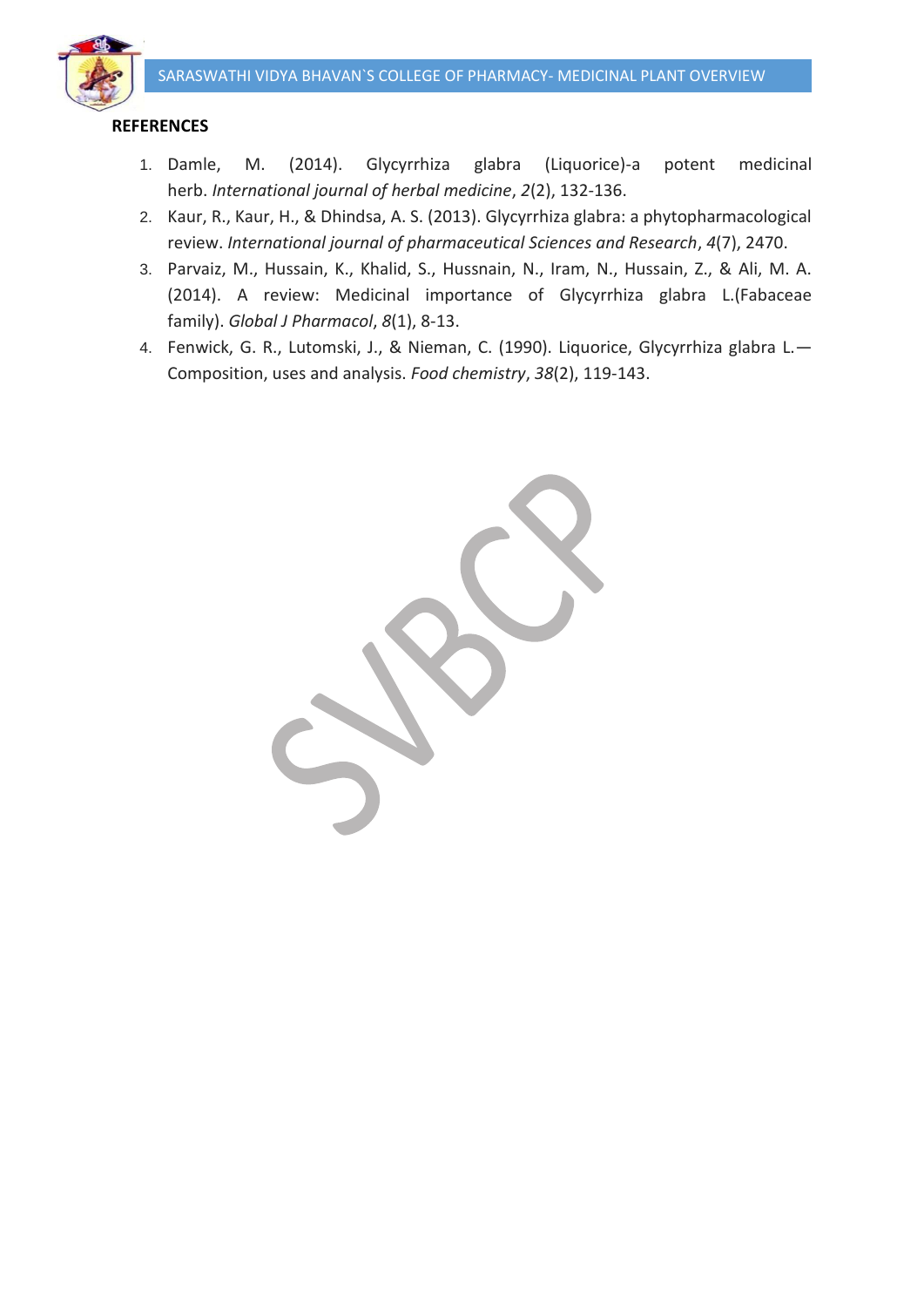**REFERENCES**

1. Damle, M. (2014). Glycyrrhiza glabra (Liquorice)-a potent medicinal herb. *International journal of herbal medicine*, *2*(2), 132-136.
2. Kaur, R., Kaur, H., & Dhindsa, A. S. (2013). Glycyrrhiza glabra: a phytopharmacological review. *International journal of pharmaceutical Sciences and Research*, *4*(7), 2470.
3. Parvaiz, M., Hussain, K., Khalid, S., Hussnain, N., Iram, N., Hussain, Z., & Ali, M. A. (2014). A review: Medicinal importance of Glycyrrhiza glabra L.(Fabaceae family). *Global J Pharmacol*, *8*(1), 8-13.
4. Fenwick, G. R., Lutomski, J., & Nieman, C. (1990). Liquorice, Glycyrrhiza glabra L.—Composition, uses and analysis. *Food chemistry*, *38*(2), 119-143.